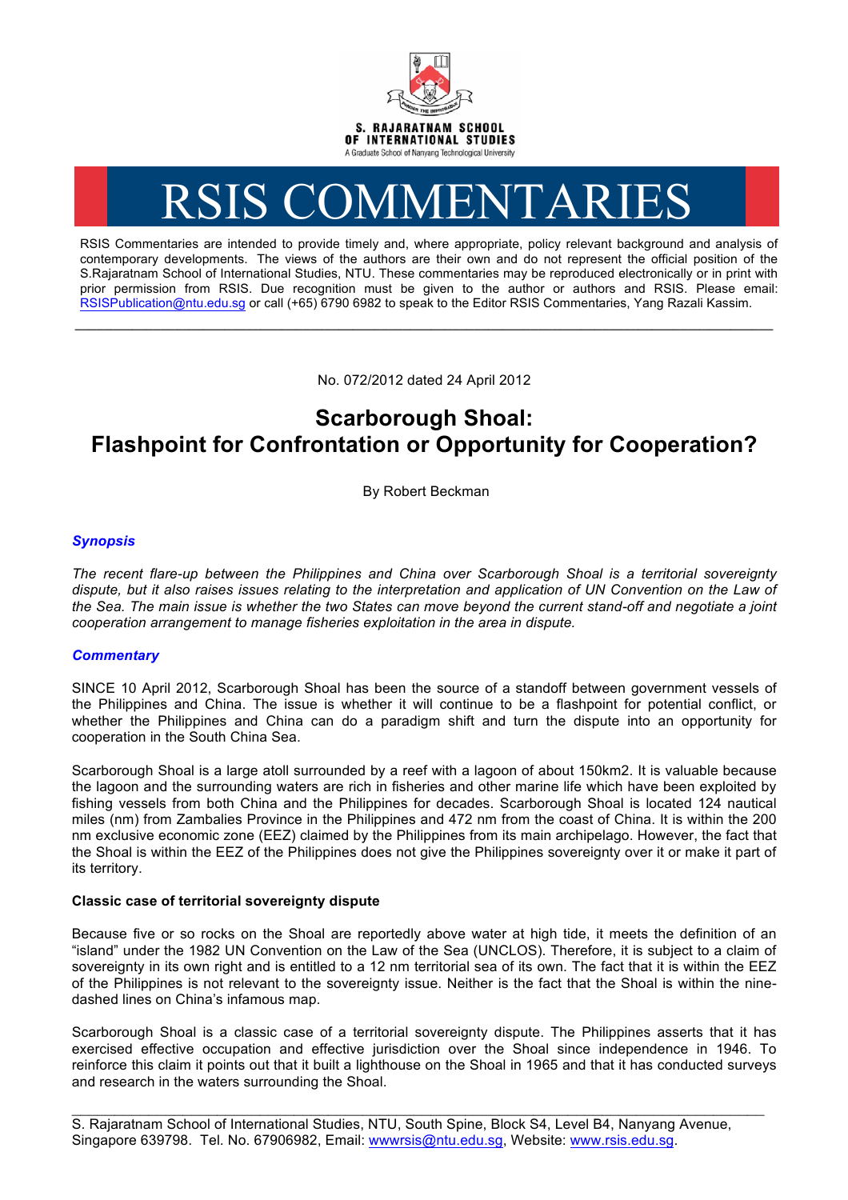S. RAJARATNAM SCHOOL OF INTERNATIONAL STUDIES

A Graduate School of Nanyang Technological University

# RSIS COMMENTARIES

RSIS Commentaries are intended to provide timely and, where appropriate, policy relevant background and analysis of contemporary developments. The views of the authors are their own and do not represent the official position of the S.Rajaratnam School of International Studies, NTU. These commentaries may be reproduced electronically or in print with prior permission from RSIS. Due recognition must be given to the author or authors and RSIS. Please email: RSISPublication@ntu.edu.sg or call (+65) 6790 6982 to speak to the Editor RSIS Commentaries, Yang Razali Kassim.

---

No. 072/2012 dated 24 April 2012

# Scarborough Shoal: Flashpoint for Confrontation or Opportunity for Cooperation?

By Robert Beckman

## *Synopsis*

*The recent flare-up between the Philippines and China over Scarborough Shoal is a territorial sovereignty dispute, but it also raises issues relating to the interpretation and application of UN Convention on the Law of the Sea. The main issue is whether the two States can move beyond the current stand-off and negotiate a joint cooperation arrangement to manage fisheries exploitation in the area in dispute.*

## *Commentary*

SINCE 10 April 2012, Scarborough Shoal has been the source of a standoff between government vessels of the Philippines and China. The issue is whether it will continue to be a flashpoint for potential conflict, or whether the Philippines and China can do a paradigm shift and turn the dispute into an opportunity for cooperation in the South China Sea.

Scarborough Shoal is a large atoll surrounded by a reef with a lagoon of about 150km2. It is valuable because the lagoon and the surrounding waters are rich in fisheries and other marine life which have been exploited by fishing vessels from both China and the Philippines for decades. Scarborough Shoal is located 124 nautical miles (nm) from Zambalies Province in the Philippines and 472 nm from the coast of China. It is within the 200 nm exclusive economic zone (EEZ) claimed by the Philippines from its main archipelago. However, the fact that the Shoal is within the EEZ of the Philippines does not give the Philippines sovereignty over it or make it part of its territory.

### Classic case of territorial sovereignty dispute

Because five or so rocks on the Shoal are reportedly above water at high tide, it meets the definition of an "island" under the 1982 UN Convention on the Law of the Sea (UNCLOS). Therefore, it is subject to a claim of sovereignty in its own right and is entitled to a 12 nm territorial sea of its own. The fact that it is within the EEZ of the Philippines is not relevant to the sovereignty issue. Neither is the fact that the Shoal is within the nine-dashed lines on China's infamous map.

Scarborough Shoal is a classic case of a territorial sovereignty dispute. The Philippines asserts that it has exercised effective occupation and effective jurisdiction over the Shoal since independence in 1946. To reinforce this claim it points out that it built a lighthouse on the Shoal in 1965 and that it has conducted surveys and research in the waters surrounding the Shoal.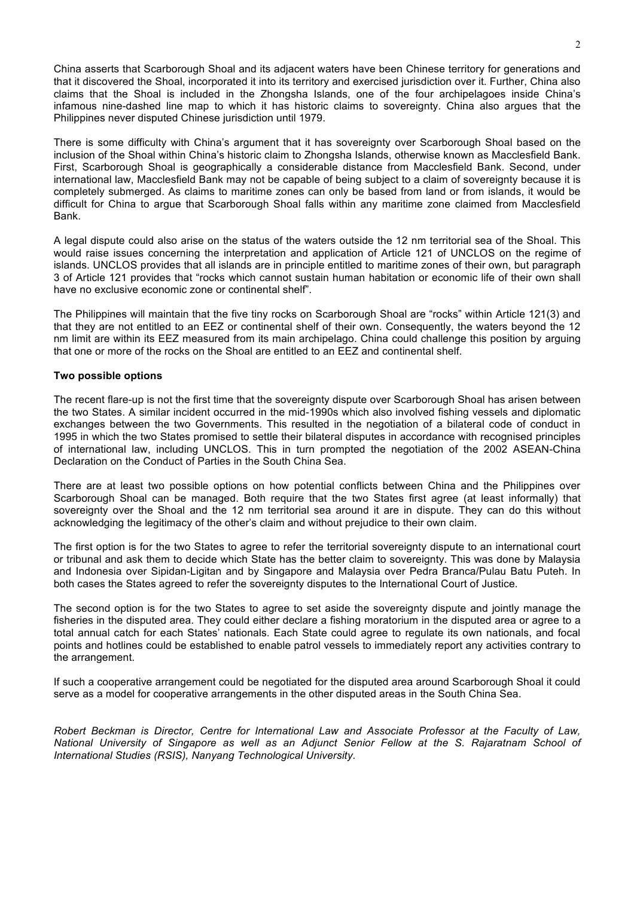China asserts that Scarborough Shoal and its adjacent waters have been Chinese territory for generations and that it discovered the Shoal, incorporated it into its territory and exercised jurisdiction over it. Further, China also claims that the Shoal is included in the Zhongsha Islands, one of the four archipelagoes inside China's infamous nine-dashed line map to which it has historic claims to sovereignty. China also argues that the Philippines never disputed Chinese jurisdiction until 1979.

There is some difficulty with China's argument that it has sovereignty over Scarborough Shoal based on the inclusion of the Shoal within China's historic claim to Zhongsha Islands, otherwise known as Macclesfield Bank. First, Scarborough Shoal is geographically a considerable distance from Macclesfield Bank. Second, under international law, Macclesfield Bank may not be capable of being subject to a claim of sovereignty because it is completely submerged. As claims to maritime zones can only be based from land or from islands, it would be difficult for China to argue that Scarborough Shoal falls within any maritime zone claimed from Macclesfield Bank.

A legal dispute could also arise on the status of the waters outside the 12 nm territorial sea of the Shoal. This would raise issues concerning the interpretation and application of Article 121 of UNCLOS on the regime of islands. UNCLOS provides that all islands are in principle entitled to maritime zones of their own, but paragraph 3 of Article 121 provides that "rocks which cannot sustain human habitation or economic life of their own shall have no exclusive economic zone or continental shelf".

The Philippines will maintain that the five tiny rocks on Scarborough Shoal are "rocks" within Article 121(3) and that they are not entitled to an EEZ or continental shelf of their own. Consequently, the waters beyond the 12 nm limit are within its EEZ measured from its main archipelago. China could challenge this position by arguing that one or more of the rocks on the Shoal are entitled to an EEZ and continental shelf.

**Two possible options**

The recent flare-up is not the first time that the sovereignty dispute over Scarborough Shoal has arisen between the two States. A similar incident occurred in the mid-1990s which also involved fishing vessels and diplomatic exchanges between the two Governments. This resulted in the negotiation of a bilateral code of conduct in 1995 in which the two States promised to settle their bilateral disputes in accordance with recognised principles of international law, including UNCLOS. This in turn prompted the negotiation of the 2002 ASEAN-China Declaration on the Conduct of Parties in the South China Sea.

There are at least two possible options on how potential conflicts between China and the Philippines over Scarborough Shoal can be managed. Both require that the two States first agree (at least informally) that sovereignty over the Shoal and the 12 nm territorial sea around it are in dispute. They can do this without acknowledging the legitimacy of the other's claim and without prejudice to their own claim.

The first option is for the two States to agree to refer the territorial sovereignty dispute to an international court or tribunal and ask them to decide which State has the better claim to sovereignty. This was done by Malaysia and Indonesia over Sipidan-Ligitan and by Singapore and Malaysia over Pedra Branca/Pulau Batu Puteh. In both cases the States agreed to refer the sovereignty disputes to the International Court of Justice.

The second option is for the two States to agree to set aside the sovereignty dispute and jointly manage the fisheries in the disputed area. They could either declare a fishing moratorium in the disputed area or agree to a total annual catch for each States' nationals. Each State could agree to regulate its own nationals, and focal points and hotlines could be established to enable patrol vessels to immediately report any activities contrary to the arrangement.

If such a cooperative arrangement could be negotiated for the disputed area around Scarborough Shoal it could serve as a model for cooperative arrangements in the other disputed areas in the South China Sea.

*Robert Beckman is Director, Centre for International Law and Associate Professor at the Faculty of Law, National University of Singapore as well as an Adjunct Senior Fellow at the S. Rajaratnam School of International Studies (RSIS), Nanyang Technological University.*